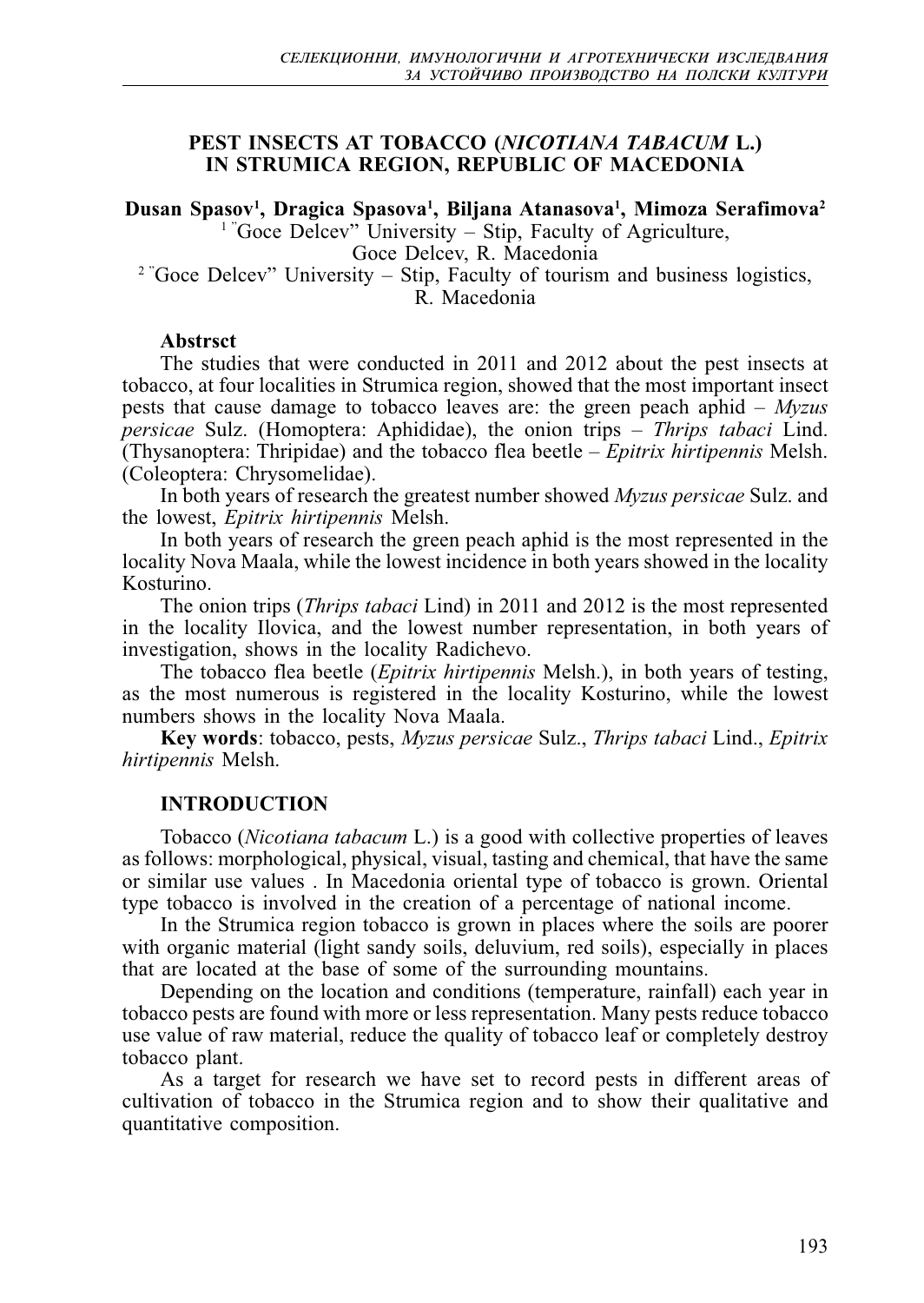# PEST INSECTS AT TOBACCO (*NICOTIANA TABACUM* L.) IN STRUMICA REGION, REPUBLIC OF MACEDONIA

**Dusan Spasov[1], Dragica Spasova[1], Biljana Atanasova[1], Mimoza Serafimova[2]**

[1] "Goce Delcev" University – Stip, Faculty of Agriculture, Goce Delcev, R. Macedonia

[2] "Goce Delcev" University – Stip, Faculty of tourism and business logistics, R. Macedonia

**Abstrsct**

The studies that were conducted in 2011 and 2012 about the pest insects at tobacco, at four localities in Strumica region, showed that the most important insect pests that cause damage to tobacco leaves are: the green peach aphid – *Myzus persicae* Sulz. (Homoptera: Aphididae), the onion trips – *Thrips tabaci* Lind. (Thysanoptera: Thripidae) and the tobacco flea beetle – *Epitrix hirtipennis* Melsh. (Coleoptera: Chrysomelidae).

In both years of research the greatest number showed *Myzus persicae* Sulz. and the lowest, *Epitrix hirtipennis* Melsh.

In both years of research the green peach aphid is the most represented in the locality Nova Maala, while the lowest incidence in both years showed in the locality Kosturino.

The onion trips (*Thrips tabaci* Lind) in 2011 and 2012 is the most represented in the locality Ilovica, and the lowest number representation, in both years of investigation, shows in the locality Radichevo.

The tobacco flea beetle (*Epitrix hirtipennis* Melsh.), in both years of testing, as the most numerous is registered in the locality Kosturino, while the lowest numbers shows in the locality Nova Maala.

**Key words**: tobacco, pests, *Myzus persicae* Sulz., *Thrips tabaci* Lind., *Epitrix hirtipennis* Melsh.

## INTRODUCTION

Tobacco (*Nicotiana tabacum* L.) is a good with collective properties of leaves as follows: morphological, physical, visual, tasting and chemical, that have the same or similar use values . In Macedonia oriental type of tobacco is grown. Oriental type tobacco is involved in the creation of a percentage of national income.

In the Strumica region tobacco is grown in places where the soils are poorer with organic material (light sandy soils, deluvium, red soils), especially in places that are located at the base of some of the surrounding mountains.

Depending on the location and conditions (temperature, rainfall) each year in tobacco pests are found with more or less representation. Many pests reduce tobacco use value of raw material, reduce the quality of tobacco leaf or completely destroy tobacco plant.

As a target for research we have set to record pests in different areas of cultivation of tobacco in the Strumica region and to show their qualitative and quantitative composition.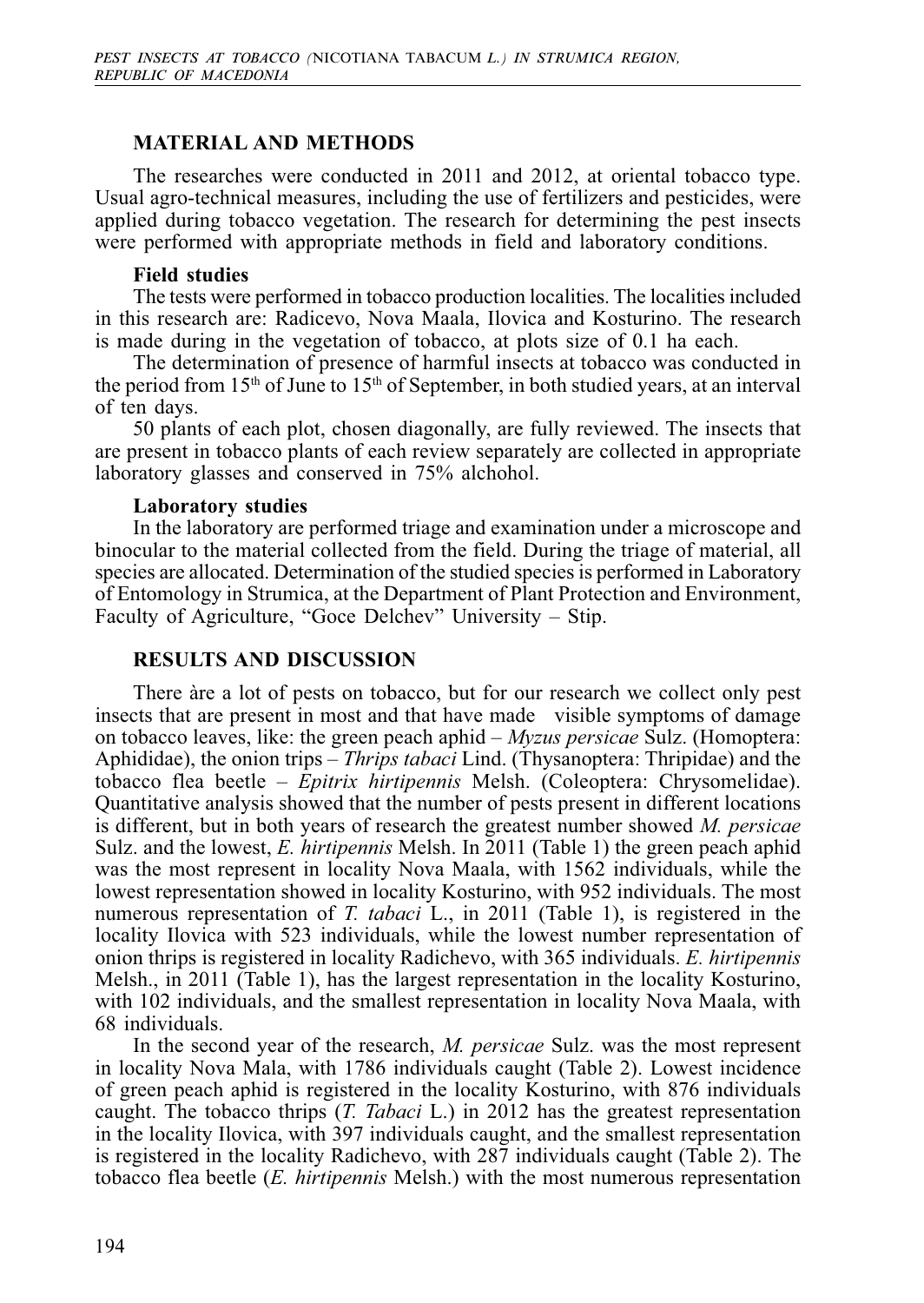## MATERIAL AND METHODS

The researches were conducted in 2011 and 2012, at oriental tobacco type. Usual agro-technical measures, including the use of fertilizers and pesticides, were applied during tobacco vegetation. The research for determining the pest insects were performed with appropriate methods in field and laboratory conditions.

### Field studies

The tests were performed in tobacco production localities. The localities included in this research are: Radicevo, Nova Maala, Ilovica and Kosturino. The research is made during in the vegetation of tobacco, at plots size of 0.1 ha each.

The determination of presence of harmful insects at tobacco was conducted in the period from 15th of June to 15th of September, in both studied years, at an interval of ten days.

50 plants of each plot, chosen diagonally, are fully reviewed. The insects that are present in tobacco plants of each review separately are collected in appropriate laboratory glasses and conserved in 75% alchohol.

### Laboratory studies

In the laboratory are performed triage and examination under a microscope and binocular to the material collected from the field. During the triage of material, all species are allocated. Determination of the studied species is performed in Laboratory of Entomology in Strumica, at the Department of Plant Protection and Environment, Faculty of Agriculture, "Goce Delchev" University – Stip.

## RESULTS AND DISCUSSION

There àre a lot of pests on tobacco, but for our research we collect only pest insects that are present in most and that have made visible symptoms of damage on tobacco leaves, like: the green peach aphid – *Myzus persicae* Sulz. (Homoptera: Aphididae), the onion trips – *Thrips tabaci* Lind. (Thysanoptera: Thripidae) and the tobacco flea beetle – *Epitrix hirtipennis* Melsh. (Coleoptera: Chrysomelidae). Quantitative analysis showed that the number of pests present in different locations is different, but in both years of research the greatest number showed *M. persicae* Sulz. and the lowest, *E. hirtipennis* Melsh. In 2011 (Table 1) the green peach aphid was the most represent in locality Nova Maala, with 1562 individuals, while the lowest representation showed in locality Kosturino, with 952 individuals. The most numerous representation of *T. tabaci* L., in 2011 (Table 1), is registered in the locality Ilovica with 523 individuals, while the lowest number representation of onion thrips is registered in locality Radichevo, with 365 individuals. *E. hirtipennis* Melsh., in 2011 (Table 1), has the largest representation in the locality Kosturino, with 102 individuals, and the smallest representation in locality Nova Maala, with 68 individuals.

In the second year of the research, *M. persicae* Sulz. was the most represent in locality Nova Mala, with 1786 individuals caught (Table 2). Lowest incidence of green peach aphid is registered in the locality Kosturino, with 876 individuals caught. The tobacco thrips (*T. Tabaci* L.) in 2012 has the greatest representation in the locality Ilovica, with 397 individuals caught, and the smallest representation is registered in the locality Radichevo, with 287 individuals caught (Table 2). The tobacco flea beetle (*E. hirtipennis* Melsh.) with the most numerous representation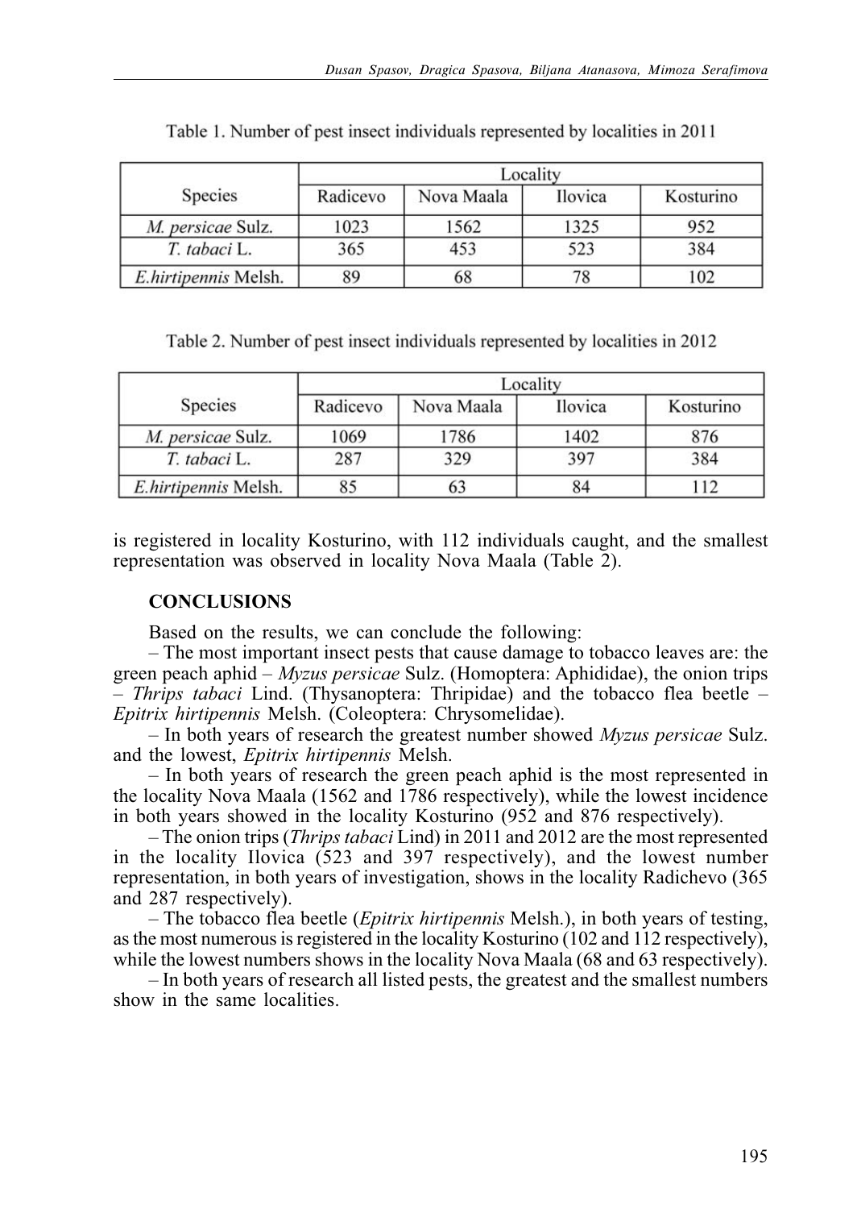Table 1. Number of pest insect individuals represented by localities in 2011

| Species | Locality | | | |
|---|---|---|---|---|
| | Radicevo | Nova Maala | Ilovica | Kosturino |
| *M. persicae* Sulz. | 1023 | 1562 | 1325 | 952 |
| *T. tabaci* L. | 365 | 453 | 523 | 384 |
| *E.hirtipennis* Melsh. | 89 | 68 | 78 | 102 |

Table 2. Number of pest insect individuals represented by localities in 2012

| Species | Locality | | | |
|---|---|---|---|---|
| | Radicevo | Nova Maala | Ilovica | Kosturino |
| *M. persicae* Sulz. | 1069 | 1786 | 1402 | 876 |
| *T. tabaci* L. | 287 | 329 | 397 | 384 |
| *E.hirtipennis* Melsh. | 85 | 63 | 84 | 112 |

is registered in locality Kosturino, with 112 individuals caught, and the smallest representation was observed in locality Nova Maala (Table 2).

## CONCLUSIONS

Based on the results, we can conclude the following:

– The most important insect pests that cause damage to tobacco leaves are: the green peach aphid – *Myzus persicae* Sulz. (Homoptera: Aphididae), the onion trips – *Thrips tabaci* Lind. (Thysanoptera: Thripidae) and the tobacco flea beetle – *Epitrix hirtipennis* Melsh. (Coleoptera: Chrysomelidae).

– In both years of research the greatest number showed *Myzus persicae* Sulz. and the lowest, *Epitrix hirtipennis* Melsh.

– In both years of research the green peach aphid is the most represented in the locality Nova Maala (1562 and 1786 respectively), while the lowest incidence in both years showed in the locality Kosturino (952 and 876 respectively).

– The onion trips (*Thrips tabaci* Lind) in 2011 and 2012 are the most represented in the locality Ilovica (523 and 397 respectively), and the lowest number representation, in both years of investigation, shows in the locality Radichevo (365 and 287 respectively).

– The tobacco flea beetle (*Epitrix hirtipennis* Melsh.), in both years of testing, as the most numerous is registered in the locality Kosturino (102 and 112 respectively), while the lowest numbers shows in the locality Nova Maala (68 and 63 respectively).

– In both years of research all listed pests, the greatest and the smallest numbers show in the same localities.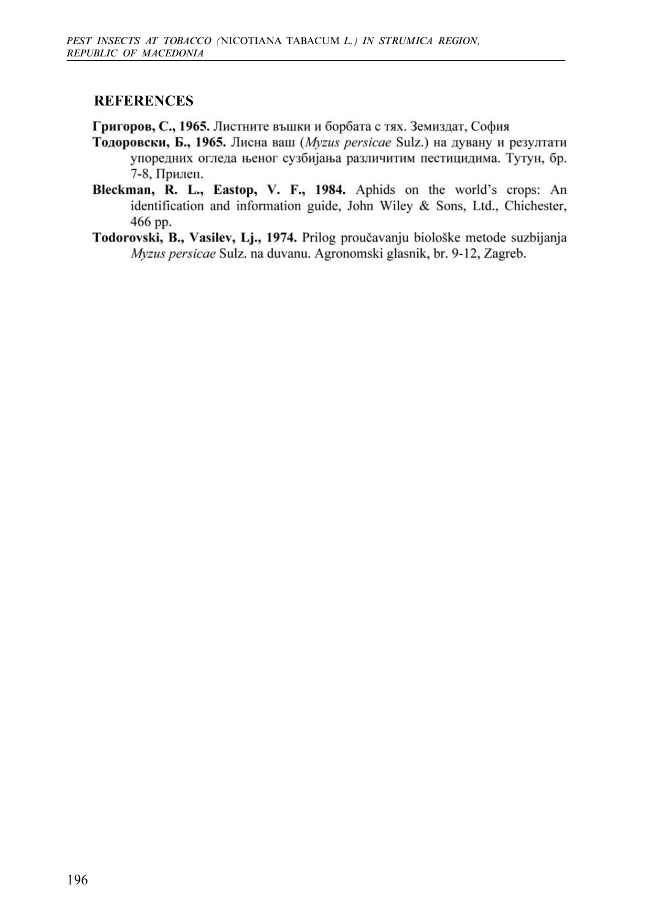## REFERENCES

**Григоров, С., 1965.** Листните въшки и борбата с тях. Земиздат, София

**Тодоровски, Б., 1965.** Лисна ваш (*Myzus persicae* Sulz.) на дувану и резултати упоредних огледа њеног сузбијања различитим пестицидима. Тутун, бр. 7-8, Прилеп.

**Bleckman, R. L., Eastop, V. F., 1984.** Aphids on the world's crops: An identification and information guide, John Wiley & Sons, Ltd., Chichester, 466 pp.

**Todorovski, B., Vasilev, Lj., 1974.** Prilog proučavanju biološke metode suzbijanja *Myzus persicae* Sulz. na duvanu. Agronomski glasnik, br. 9-12, Zagreb.